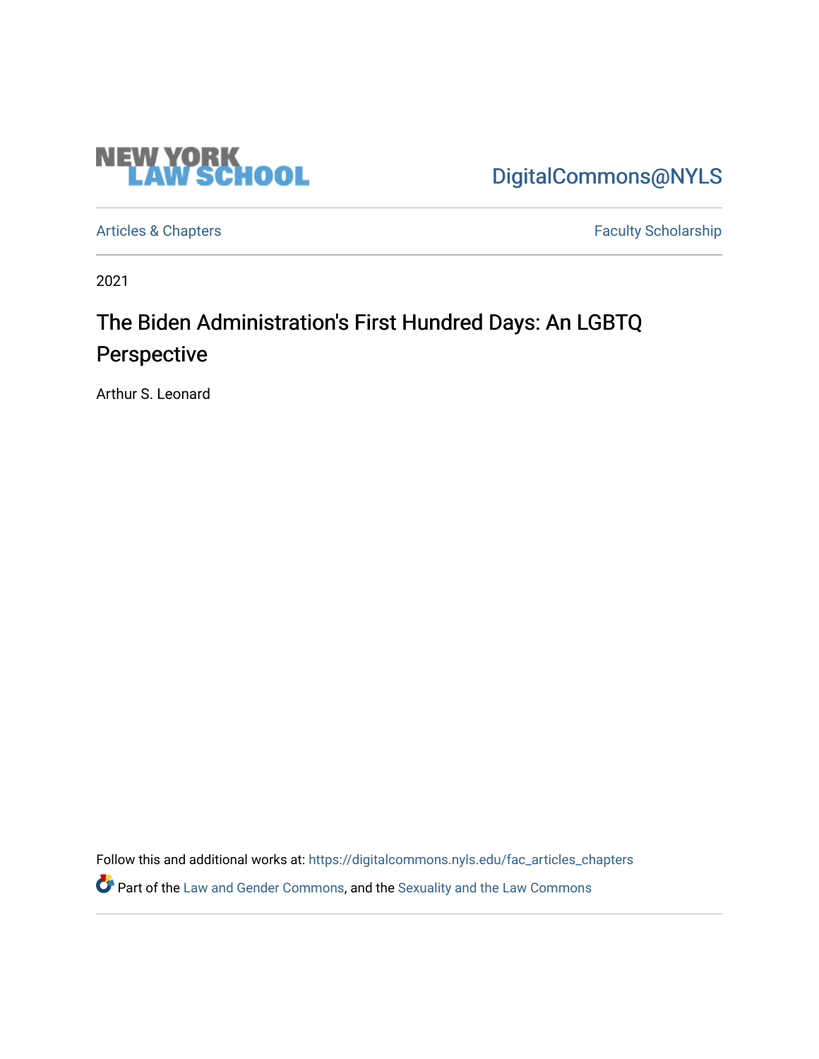NEW YORK LAW SCHOOL

DigitalCommons@NYLS

Articles & Chapters

Faculty Scholarship

2021

# The Biden Administration's First Hundred Days: An LGBTQ Perspective

Arthur S. Leonard

Follow this and additional works at: https://digitalcommons.nyls.edu/fac_articles_chapters

Part of the Law and Gender Commons, and the Sexuality and the Law Commons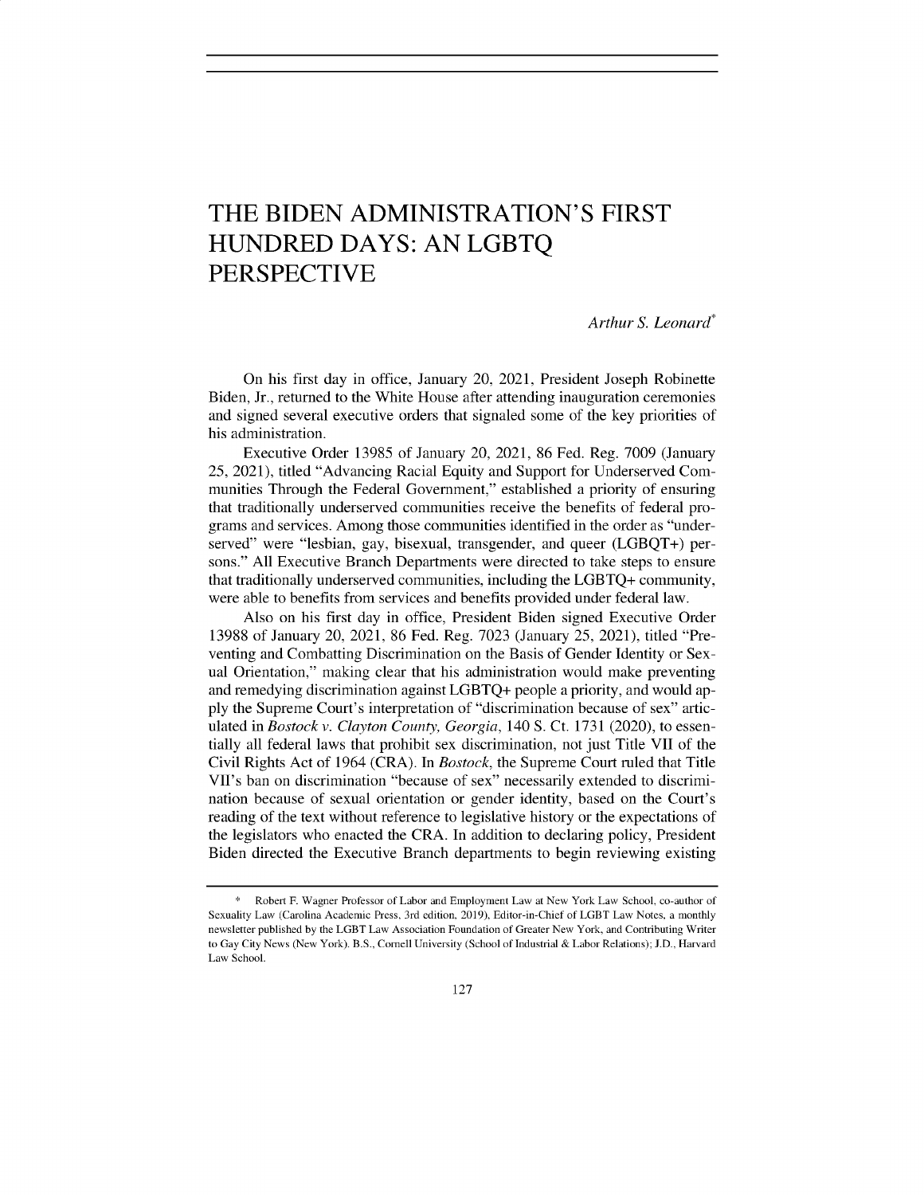# THE BIDEN ADMINISTRATION'S FIRST HUNDRED DAYS: AN LGBTQ PERSPECTIVE

*Arthur S. Leonard*[*]

On his first day in office, January 20, 2021, President Joseph Robinette Biden, Jr., returned to the White House after attending inauguration ceremonies and signed several executive orders that signaled some of the key priorities of his administration.

Executive Order 13985 of January 20, 2021, 86 Fed. Reg. 7009 (January 25, 2021), titled "Advancing Racial Equity and Support for Underserved Communities Through the Federal Government," established a priority of ensuring that traditionally underserved communities receive the benefits of federal programs and services. Among those communities identified in the order as "underserved" were "lesbian, gay, bisexual, transgender, and queer (LGBQT+) persons." All Executive Branch Departments were directed to take steps to ensure that traditionally underserved communities, including the LGBTQ+ community, were able to benefits from services and benefits provided under federal law.

Also on his first day in office, President Biden signed Executive Order 13988 of January 20, 2021, 86 Fed. Reg. 7023 (January 25, 2021), titled "Preventing and Combatting Discrimination on the Basis of Gender Identity or Sexual Orientation," making clear that his administration would make preventing and remedying discrimination against LGBTQ+ people a priority, and would apply the Supreme Court's interpretation of "discrimination because of sex" articulated in *Bostock v. Clayton County, Georgia*, 140 S. Ct. 1731 (2020), to essentially all federal laws that prohibit sex discrimination, not just Title VII of the Civil Rights Act of 1964 (CRA). In *Bostock*, the Supreme Court ruled that Title VII's ban on discrimination "because of sex" necessarily extended to discrimination because of sexual orientation or gender identity, based on the Court's reading of the text without reference to legislative history or the expectations of the legislators who enacted the CRA. In addition to declaring policy, President Biden directed the Executive Branch departments to begin reviewing existing

[*] Robert F. Wagner Professor of Labor and Employment Law at New York Law School, co-author of Sexuality Law (Carolina Academic Press, 3rd edition, 2019), Editor-in-Chief of LGBT Law Notes, a monthly newsletter published by the LGBT Law Association Foundation of Greater New York, and Contributing Writer to Gay City News (New York). B.S., Cornell University (School of Industrial & Labor Relations); J.D., Harvard Law School.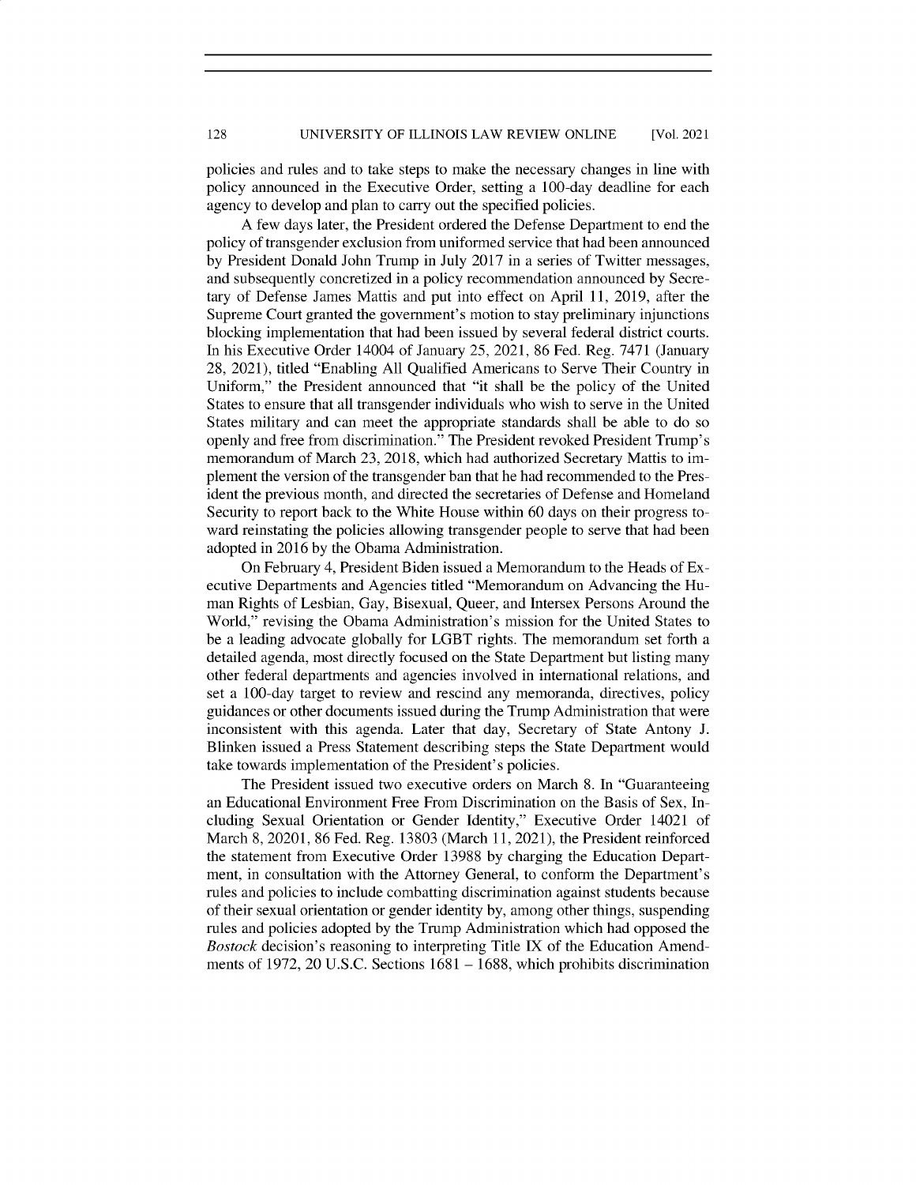policies and rules and to take steps to make the necessary changes in line with policy announced in the Executive Order, setting a 100-day deadline for each agency to develop and plan to carry out the specified policies.

A few days later, the President ordered the Defense Department to end the policy of transgender exclusion from uniformed service that had been announced by President Donald John Trump in July 2017 in a series of Twitter messages, and subsequently concretized in a policy recommendation announced by Secretary of Defense James Mattis and put into effect on April 11, 2019, after the Supreme Court granted the government's motion to stay preliminary injunctions blocking implementation that had been issued by several federal district courts. In his Executive Order 14004 of January 25, 2021, 86 Fed. Reg. 7471 (January 28, 2021), titled "Enabling All Qualified Americans to Serve Their Country in Uniform," the President announced that "it shall be the policy of the United States to ensure that all transgender individuals who wish to serve in the United States military and can meet the appropriate standards shall be able to do so openly and free from discrimination." The President revoked President Trump's memorandum of March 23, 2018, which had authorized Secretary Mattis to implement the version of the transgender ban that he had recommended to the President the previous month, and directed the secretaries of Defense and Homeland Security to report back to the White House within 60 days on their progress toward reinstating the policies allowing transgender people to serve that had been adopted in 2016 by the Obama Administration.

On February 4, President Biden issued a Memorandum to the Heads of Executive Departments and Agencies titled "Memorandum on Advancing the Human Rights of Lesbian, Gay, Bisexual, Queer, and Intersex Persons Around the World," revising the Obama Administration's mission for the United States to be a leading advocate globally for LGBT rights. The memorandum set forth a detailed agenda, most directly focused on the State Department but listing many other federal departments and agencies involved in international relations, and set a 100-day target to review and rescind any memoranda, directives, policy guidances or other documents issued during the Trump Administration that were inconsistent with this agenda. Later that day, Secretary of State Antony J. Blinken issued a Press Statement describing steps the State Department would take towards implementation of the President's policies.

The President issued two executive orders on March 8. In "Guaranteeing an Educational Environment Free From Discrimination on the Basis of Sex, Including Sexual Orientation or Gender Identity," Executive Order 14021 of March 8, 20201, 86 Fed. Reg. 13803 (March 11, 2021), the President reinforced the statement from Executive Order 13988 by charging the Education Department, in consultation with the Attorney General, to conform the Department's rules and policies to include combatting discrimination against students because of their sexual orientation or gender identity by, among other things, suspending rules and policies adopted by the Trump Administration which had opposed the *Bostock* decision's reasoning to interpreting Title IX of the Education Amendments of 1972, 20 U.S.C. Sections 1681 – 1688, which prohibits discrimination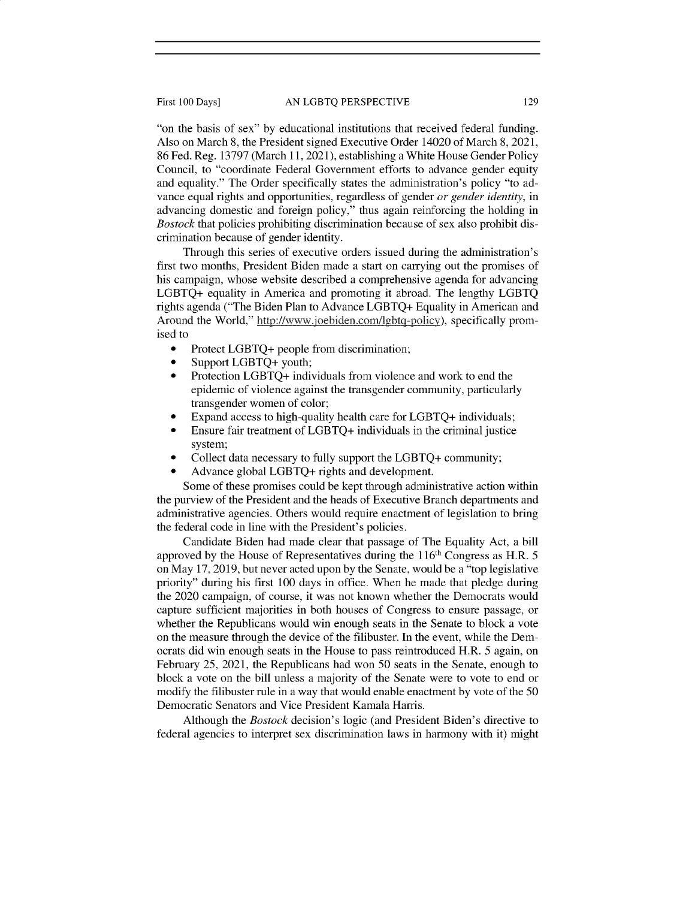"on the basis of sex" by educational institutions that received federal funding. Also on March 8, the President signed Executive Order 14020 of March 8, 2021, 86 Fed. Reg. 13797 (March 11, 2021), establishing a White House Gender Policy Council, to "coordinate Federal Government efforts to advance gender equity and equality." The Order specifically states the administration's policy "to advance equal rights and opportunities, regardless of gender *or gender identity*, in advancing domestic and foreign policy," thus again reinforcing the holding in *Bostock* that policies prohibiting discrimination because of sex also prohibit discrimination because of gender identity.

Through this series of executive orders issued during the administration's first two months, President Biden made a start on carrying out the promises of his campaign, whose website described a comprehensive agenda for advancing LGBTQ+ equality in America and promoting it abroad. The lengthy LGBTQ rights agenda ("The Biden Plan to Advance LGBTQ+ Equality in American and Around the World," http://www.joebiden.com/lgbtq-policy), specifically promised to

- Protect LGBTQ+ people from discrimination;
- Support LGBTQ+ youth;
- Protection LGBTQ+ individuals from violence and work to end the epidemic of violence against the transgender community, particularly transgender women of color;
- Expand access to high-quality health care for LGBTQ+ individuals;
- Ensure fair treatment of LGBTQ+ individuals in the criminal justice system;
- Collect data necessary to fully support the LGBTQ+ community;
- Advance global LGBTQ+ rights and development.

Some of these promises could be kept through administrative action within the purview of the President and the heads of Executive Branch departments and administrative agencies. Others would require enactment of legislation to bring the federal code in line with the President's policies.

Candidate Biden had made clear that passage of The Equality Act, a bill approved by the House of Representatives during the 116th Congress as H.R. 5 on May 17, 2019, but never acted upon by the Senate, would be a "top legislative priority" during his first 100 days in office. When he made that pledge during the 2020 campaign, of course, it was not known whether the Democrats would capture sufficient majorities in both houses of Congress to ensure passage, or whether the Republicans would win enough seats in the Senate to block a vote on the measure through the device of the filibuster. In the event, while the Democrats did win enough seats in the House to pass reintroduced H.R. 5 again, on February 25, 2021, the Republicans had won 50 seats in the Senate, enough to block a vote on the bill unless a majority of the Senate were to vote to end or modify the filibuster rule in a way that would enable enactment by vote of the 50 Democratic Senators and Vice President Kamala Harris.

Although the *Bostock* decision's logic (and President Biden's directive to federal agencies to interpret sex discrimination laws in harmony with it) might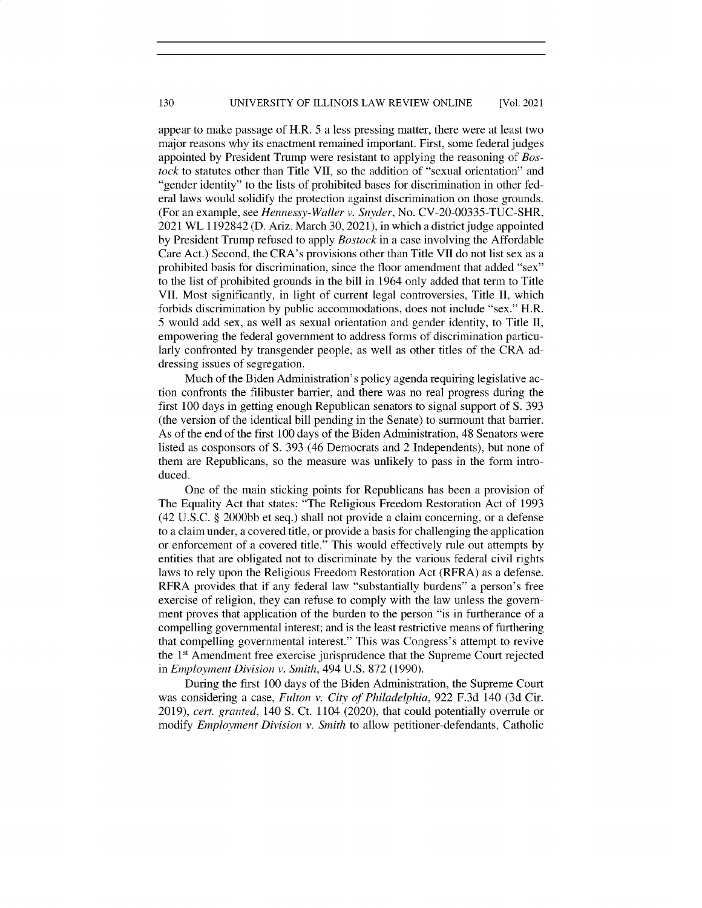appear to make passage of H.R. 5 a less pressing matter, there were at least two major reasons why its enactment remained important. First, some federal judges appointed by President Trump were resistant to applying the reasoning of *Bostock* to statutes other than Title VII, so the addition of "sexual orientation" and "gender identity" to the lists of prohibited bases for discrimination in other federal laws would solidify the protection against discrimination on those grounds. (For an example, see *Hennessy-Waller v. Snyder*, No. CV-20-00335-TUC-SHR, 2021 WL 1192842 (D. Ariz. March 30, 2021), in which a district judge appointed by President Trump refused to apply *Bostock* in a case involving the Affordable Care Act.) Second, the CRA's provisions other than Title VII do not list sex as a prohibited basis for discrimination, since the floor amendment that added "sex" to the list of prohibited grounds in the bill in 1964 only added that term to Title VII. Most significantly, in light of current legal controversies, Title II, which forbids discrimination by public accommodations, does not include "sex." H.R. 5 would add sex, as well as sexual orientation and gender identity, to Title II, empowering the federal government to address forms of discrimination particularly confronted by transgender people, as well as other titles of the CRA addressing issues of segregation.

Much of the Biden Administration's policy agenda requiring legislative action confronts the filibuster barrier, and there was no real progress during the first 100 days in getting enough Republican senators to signal support of S. 393 (the version of the identical bill pending in the Senate) to surmount that barrier. As of the end of the first 100 days of the Biden Administration, 48 Senators were listed as cosponsors of S. 393 (46 Democrats and 2 Independents), but none of them are Republicans, so the measure was unlikely to pass in the form introduced.

One of the main sticking points for Republicans has been a provision of The Equality Act that states: "The Religious Freedom Restoration Act of 1993 (42 U.S.C. § 2000bb et seq.) shall not provide a claim concerning, or a defense to a claim under, a covered title, or provide a basis for challenging the application or enforcement of a covered title." This would effectively rule out attempts by entities that are obligated not to discriminate by the various federal civil rights laws to rely upon the Religious Freedom Restoration Act (RFRA) as a defense. RFRA provides that if any federal law "substantially burdens" a person's free exercise of religion, they can refuse to comply with the law unless the government proves that application of the burden to the person "is in furtherance of a compelling governmental interest; and is the least restrictive means of furthering that compelling governmental interest." This was Congress's attempt to revive the 1st Amendment free exercise jurisprudence that the Supreme Court rejected in *Employment Division v. Smith*, 494 U.S. 872 (1990).

During the first 100 days of the Biden Administration, the Supreme Court was considering a case, *Fulton v. City of Philadelphia*, 922 F.3d 140 (3d Cir. 2019), *cert. granted*, 140 S. Ct. 1104 (2020), that could potentially overrule or modify *Employment Division v. Smith* to allow petitioner-defendants, Catholic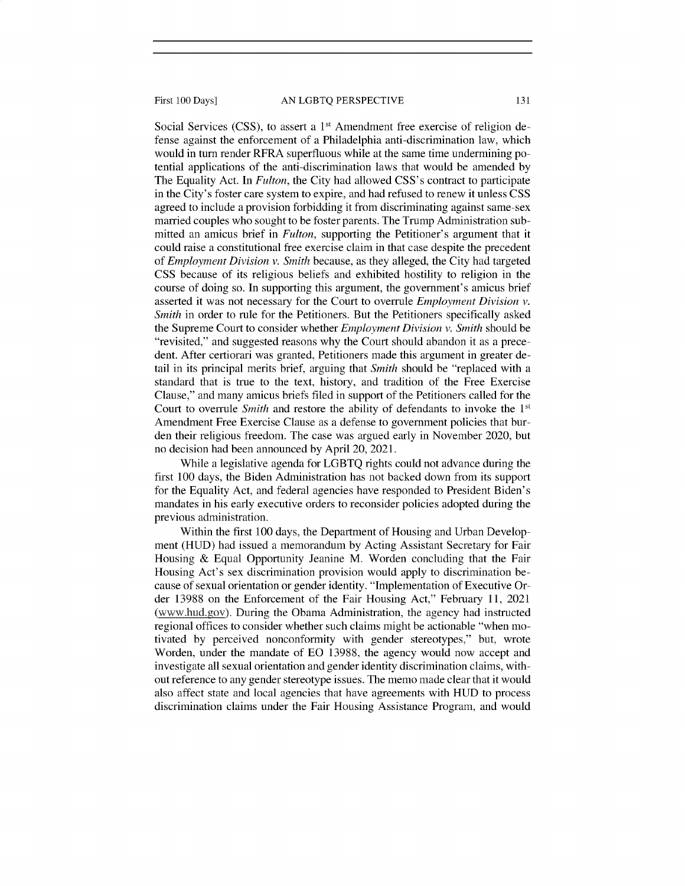Social Services (CSS), to assert a 1st Amendment free exercise of religion defense against the enforcement of a Philadelphia anti-discrimination law, which would in turn render RFRA superfluous while at the same time undermining potential applications of the anti-discrimination laws that would be amended by The Equality Act. In *Fulton*, the City had allowed CSS's contract to participate in the City's foster care system to expire, and had refused to renew it unless CSS agreed to include a provision forbidding it from discriminating against same-sex married couples who sought to be foster parents. The Trump Administration submitted an amicus brief in *Fulton*, supporting the Petitioner's argument that it could raise a constitutional free exercise claim in that case despite the precedent of *Employment Division v. Smith* because, as they alleged, the City had targeted CSS because of its religious beliefs and exhibited hostility to religion in the course of doing so. In supporting this argument, the government's amicus brief asserted it was not necessary for the Court to overrule *Employment Division v. Smith* in order to rule for the Petitioners. But the Petitioners specifically asked the Supreme Court to consider whether *Employment Division v. Smith* should be "revisited," and suggested reasons why the Court should abandon it as a precedent. After certiorari was granted, Petitioners made this argument in greater detail in its principal merits brief, arguing that *Smith* should be "replaced with a standard that is true to the text, history, and tradition of the Free Exercise Clause," and many amicus briefs filed in support of the Petitioners called for the Court to overrule *Smith* and restore the ability of defendants to invoke the 1st Amendment Free Exercise Clause as a defense to government policies that burden their religious freedom. The case was argued early in November 2020, but no decision had been announced by April 20, 2021.

While a legislative agenda for LGBTQ rights could not advance during the first 100 days, the Biden Administration has not backed down from its support for the Equality Act, and federal agencies have responded to President Biden's mandates in his early executive orders to reconsider policies adopted during the previous administration.

Within the first 100 days, the Department of Housing and Urban Development (HUD) had issued a memorandum by Acting Assistant Secretary for Fair Housing & Equal Opportunity Jeanine M. Worden concluding that the Fair Housing Act's sex discrimination provision would apply to discrimination because of sexual orientation or gender identity. "Implementation of Executive Order 13988 on the Enforcement of the Fair Housing Act," February 11, 2021 (www.hud.gov). During the Obama Administration, the agency had instructed regional offices to consider whether such claims might be actionable "when motivated by perceived nonconformity with gender stereotypes," but, wrote Worden, under the mandate of EO 13988, the agency would now accept and investigate all sexual orientation and gender identity discrimination claims, without reference to any gender stereotype issues. The memo made clear that it would also affect state and local agencies that have agreements with HUD to process discrimination claims under the Fair Housing Assistance Program, and would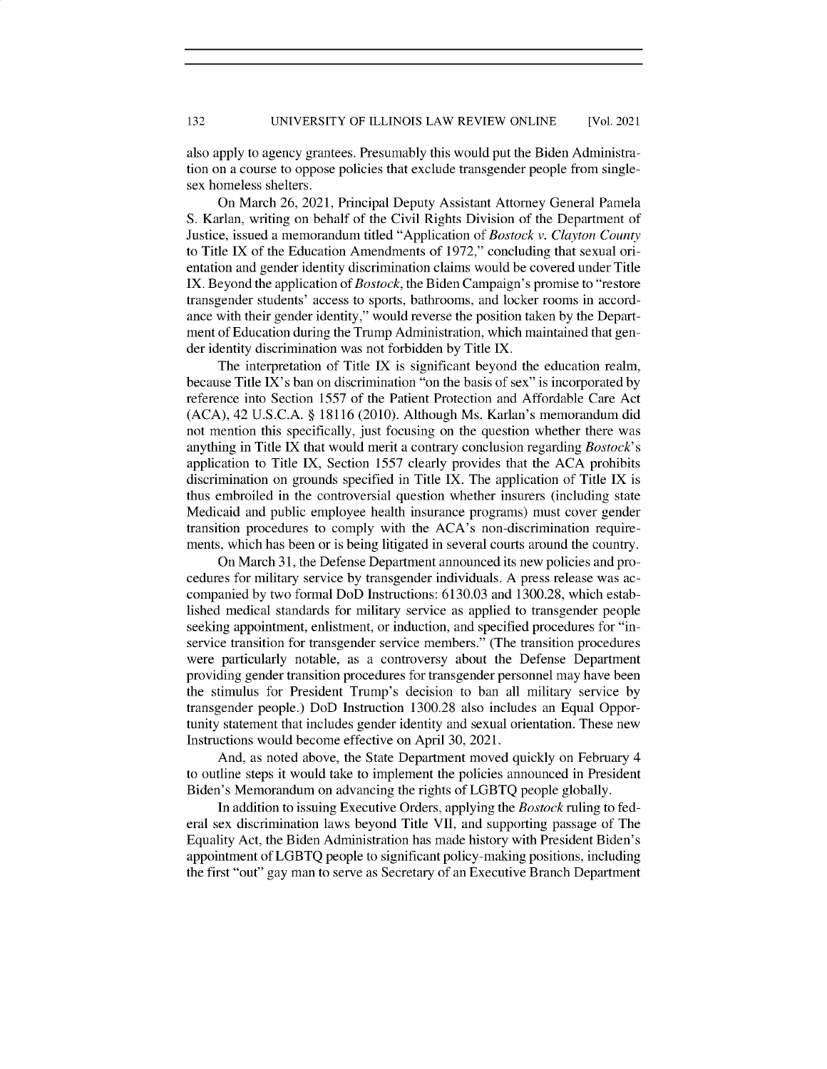also apply to agency grantees. Presumably this would put the Biden Administration on a course to oppose policies that exclude transgender people from single-sex homeless shelters.

On March 26, 2021, Principal Deputy Assistant Attorney General Pamela S. Karlan, writing on behalf of the Civil Rights Division of the Department of Justice, issued a memorandum titled "Application of *Bostock v. Clayton County* to Title IX of the Education Amendments of 1972," concluding that sexual orientation and gender identity discrimination claims would be covered under Title IX. Beyond the application of *Bostock*, the Biden Campaign's promise to "restore transgender students' access to sports, bathrooms, and locker rooms in accordance with their gender identity," would reverse the position taken by the Department of Education during the Trump Administration, which maintained that gender identity discrimination was not forbidden by Title IX.

The interpretation of Title IX is significant beyond the education realm, because Title IX's ban on discrimination "on the basis of sex" is incorporated by reference into Section 1557 of the Patient Protection and Affordable Care Act (ACA), 42 U.S.C.A. § 18116 (2010). Although Ms. Karlan's memorandum did not mention this specifically, just focusing on the question whether there was anything in Title IX that would merit a contrary conclusion regarding *Bostock*'s application to Title IX, Section 1557 clearly provides that the ACA prohibits discrimination on grounds specified in Title IX. The application of Title IX is thus embroiled in the controversial question whether insurers (including state Medicaid and public employee health insurance programs) must cover gender transition procedures to comply with the ACA's non-discrimination requirements, which has been or is being litigated in several courts around the country.

On March 31, the Defense Department announced its new policies and procedures for military service by transgender individuals. A press release was accompanied by two formal DoD Instructions: 6130.03 and 1300.28, which established medical standards for military service as applied to transgender people seeking appointment, enlistment, or induction, and specified procedures for "in-service transition for transgender service members." (The transition procedures were particularly notable, as a controversy about the Defense Department providing gender transition procedures for transgender personnel may have been the stimulus for President Trump's decision to ban all military service by transgender people.) DoD Instruction 1300.28 also includes an Equal Opportunity statement that includes gender identity and sexual orientation. These new Instructions would become effective on April 30, 2021.

And, as noted above, the State Department moved quickly on February 4 to outline steps it would take to implement the policies announced in President Biden's Memorandum on advancing the rights of LGBTQ people globally.

In addition to issuing Executive Orders, applying the *Bostock* ruling to federal sex discrimination laws beyond Title VII, and supporting passage of The Equality Act, the Biden Administration has made history with President Biden's appointment of LGBTQ people to significant policy-making positions, including the first "out" gay man to serve as Secretary of an Executive Branch Department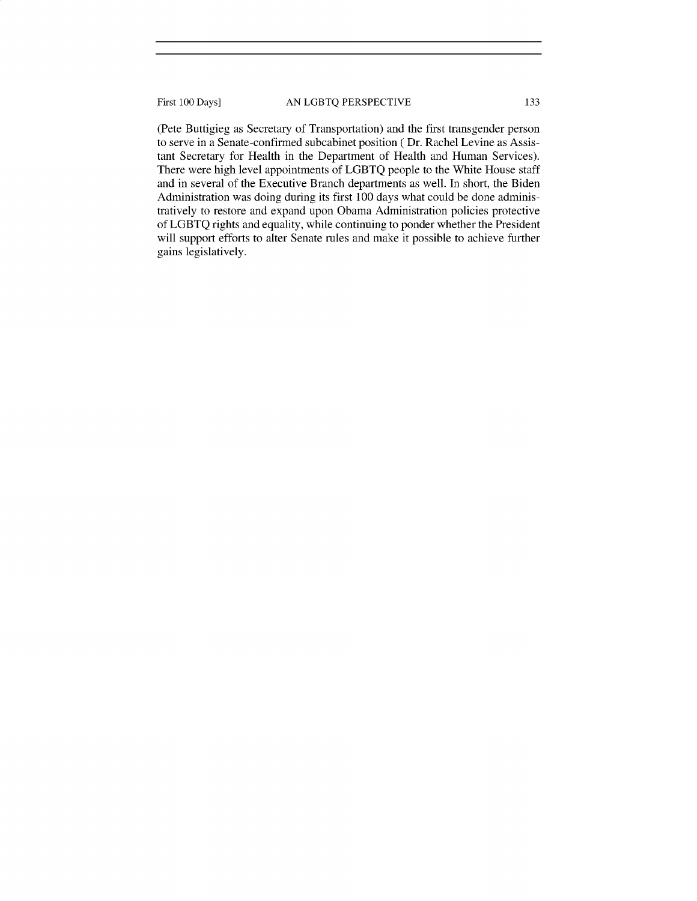(Pete Buttigieg as Secretary of Transportation) and the first transgender person to serve in a Senate-confirmed subcabinet position ( Dr. Rachel Levine as Assistant Secretary for Health in the Department of Health and Human Services). There were high level appointments of LGBTQ people to the White House staff and in several of the Executive Branch departments as well. In short, the Biden Administration was doing during its first 100 days what could be done administratively to restore and expand upon Obama Administration policies protective of LGBTQ rights and equality, while continuing to ponder whether the President will support efforts to alter Senate rules and make it possible to achieve further gains legislatively.